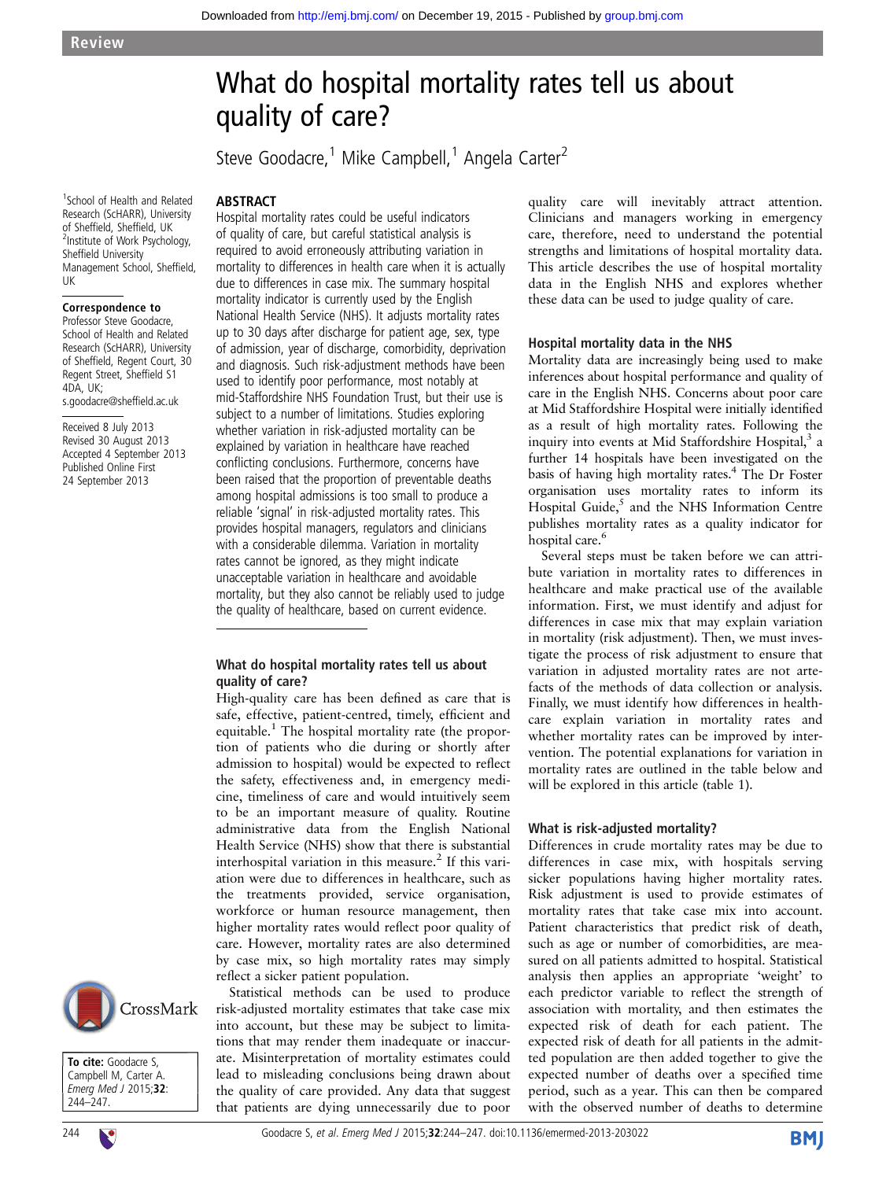Review

# What do hospital mortality rates tell us about quality of care?

Steve Goodacre,[1] Mike Campbell,[1] Angela Carter[2]

[1]School of Health and Related Research (ScHARR), University of Sheffield, Sheffield, UK
[2]Institute of Work Psychology, Sheffield University Management School, Sheffield, UK

**Correspondence to**
Professor Steve Goodacre, School of Health and Related Research (ScHARR), University of Sheffield, Regent Court, 30 Regent Street, Sheffield S1 4DA, UK; s.goodacre@sheffield.ac.uk

Received 8 July 2013
Revised 30 August 2013
Accepted 4 September 2013
Published Online First 24 September 2013

**To cite:** Goodacre S, Campbell M, Carter A. *Emerg Med J* 2015;**32**: 244–247.

## ABSTRACT

Hospital mortality rates could be useful indicators of quality of care, but careful statistical analysis is required to avoid erroneously attributing variation in mortality to differences in health care when it is actually due to differences in case mix. The summary hospital mortality indicator is currently used by the English National Health Service (NHS). It adjusts mortality rates up to 30 days after discharge for patient age, sex, type of admission, year of discharge, comorbidity, deprivation and diagnosis. Such risk-adjustment methods have been used to identify poor performance, most notably at mid-Staffordshire NHS Foundation Trust, but their use is subject to a number of limitations. Studies exploring whether variation in risk-adjusted mortality can be explained by variation in healthcare have reached conflicting conclusions. Furthermore, concerns have been raised that the proportion of preventable deaths among hospital admissions is too small to produce a reliable 'signal' in risk-adjusted mortality rates. This provides hospital managers, regulators and clinicians with a considerable dilemma. Variation in mortality rates cannot be ignored, as they might indicate unacceptable variation in healthcare and avoidable mortality, but they also cannot be reliably used to judge the quality of healthcare, based on current evidence.

## What do hospital mortality rates tell us about quality of care?

High-quality care has been defined as care that is safe, effective, patient-centred, timely, efficient and equitable.[1] The hospital mortality rate (the proportion of patients who die during or shortly after admission to hospital) would be expected to reflect the safety, effectiveness and, in emergency medicine, timeliness of care and would intuitively seem to be an important measure of quality. Routine administrative data from the English National Health Service (NHS) show that there is substantial interhospital variation in this measure.[2] If this variation were due to differences in healthcare, such as the treatments provided, service organisation, workforce or human resource management, then higher mortality rates would reflect poor quality of care. However, mortality rates are also determined by case mix, so high mortality rates may simply reflect a sicker patient population.

Statistical methods can be used to produce risk-adjusted mortality estimates that take case mix into account, but these may be subject to limitations that may render them inadequate or inaccurate. Misinterpretation of mortality estimates could lead to misleading conclusions being drawn about the quality of care provided. Any data that suggest that patients are dying unnecessarily due to poor quality care will inevitably attract attention. Clinicians and managers working in emergency care, therefore, need to understand the potential strengths and limitations of hospital mortality data. This article describes the use of hospital mortality data in the English NHS and explores whether these data can be used to judge quality of care.

## Hospital mortality data in the NHS

Mortality data are increasingly being used to make inferences about hospital performance and quality of care in the English NHS. Concerns about poor care at Mid Staffordshire Hospital were initially identified as a result of high mortality rates. Following the inquiry into events at Mid Staffordshire Hospital,[3] a further 14 hospitals have been investigated on the basis of having high mortality rates.[4] The Dr Foster organisation uses mortality rates to inform its Hospital Guide,[5] and the NHS Information Centre publishes mortality rates as a quality indicator for hospital care.[6]

Several steps must be taken before we can attribute variation in mortality rates to differences in healthcare and make practical use of the available information. First, we must identify and adjust for differences in case mix that may explain variation in mortality (risk adjustment). Then, we must investigate the process of risk adjustment to ensure that variation in adjusted mortality rates are not artefacts of the methods of data collection or analysis. Finally, we must identify how differences in healthcare explain variation in mortality rates and whether mortality rates can be improved by intervention. The potential explanations for variation in mortality rates are outlined in the table below and will be explored in this article (table 1).

## What is risk-adjusted mortality?

Differences in crude mortality rates may be due to differences in case mix, with hospitals serving sicker populations having higher mortality rates. Risk adjustment is used to provide estimates of mortality rates that take case mix into account. Patient characteristics that predict risk of death, such as age or number of comorbidities, are measured on all patients admitted to hospital. Statistical analysis then applies an appropriate 'weight' to each predictor variable to reflect the strength of association with mortality, and then estimates the expected risk of death for each patient. The expected risk of death for all patients in the admitted population are then added together to give the expected number of deaths over a specified time period, such as a year. This can then be compared with the observed number of deaths to determine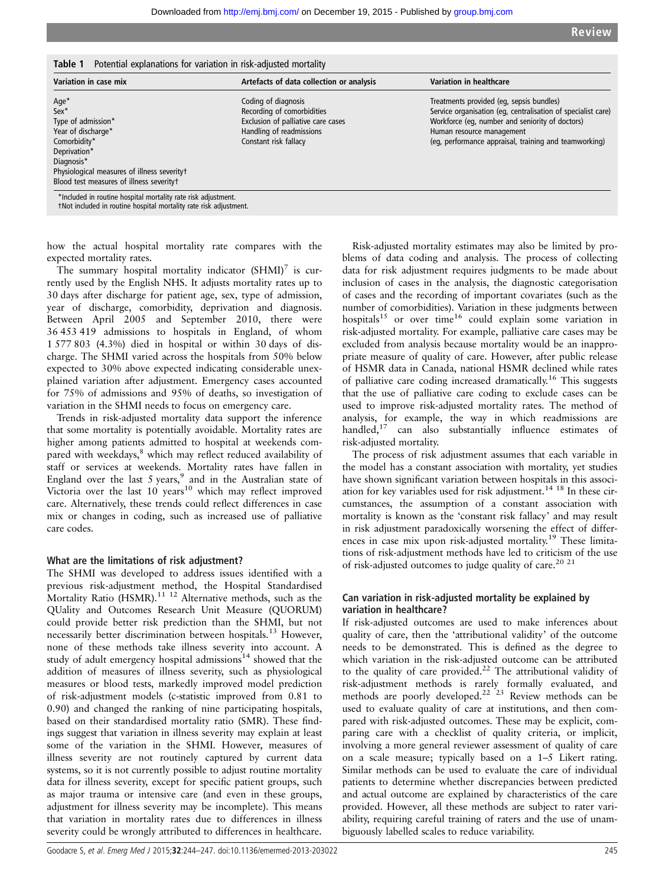**Table 1** Potential explanations for variation in risk-adjusted mortality

| Variation in case mix | Artefacts of data collection or analysis | Variation in healthcare |
|---|---|---|
| Age* | Coding of diagnosis | Treatments provided (eg, sepsis bundles) |
| Sex* | Recording of comorbidities | Service organisation (eg, centralisation of specialist care) |
| Type of admission* | Exclusion of palliative care cases | Workforce (eg, number and seniority of doctors) |
| Year of discharge* | Handling of readmissions | Human resource management |
| Comorbidity* | Constant risk fallacy | (eg, performance appraisal, training and teamworking) |
| Deprivation* | | |
| Diagnosis* | | |
| Physiological measures of illness severity† | | |
| Blood test measures of illness severity† | | |

*Included in routine hospital mortality rate risk adjustment.
†Not included in routine hospital mortality rate risk adjustment.

how the actual hospital mortality rate compares with the expected mortality rates.

The summary hospital mortality indicator (SHMI)[7] is currently used by the English NHS. It adjusts mortality rates up to 30 days after discharge for patient age, sex, type of admission, year of discharge, comorbidity, deprivation and diagnosis. Between April 2005 and September 2010, there were 36 453 419 admissions to hospitals in England, of whom 1 577 803 (4.3%) died in hospital or within 30 days of discharge. The SHMI varied across the hospitals from 50% below expected to 30% above expected indicating considerable unexplained variation after adjustment. Emergency cases accounted for 75% of admissions and 95% of deaths, so investigation of variation in the SHMI needs to focus on emergency care.

Trends in risk-adjusted mortality data support the inference that some mortality is potentially avoidable. Mortality rates are higher among patients admitted to hospital at weekends compared with weekdays,[8] which may reflect reduced availability of staff or services at weekends. Mortality rates have fallen in England over the last 5 years,[9] and in the Australian state of Victoria over the last 10 years[10] which may reflect improved care. Alternatively, these trends could reflect differences in case mix or changes in coding, such as increased use of palliative care codes.

### What are the limitations of risk adjustment?

The SHMI was developed to address issues identified with a previous risk-adjustment method, the Hospital Standardised Mortality Ratio (HSMR).[11,12] Alternative methods, such as the QUality and Outcomes Research Unit Measure (QUORUM) could provide better risk prediction than the SHMI, but not necessarily better discrimination between hospitals.[13] However, none of these methods take illness severity into account. A study of adult emergency hospital admissions[14] showed that the addition of measures of illness severity, such as physiological measures or blood tests, markedly improved model prediction of risk-adjustment models (c-statistic improved from 0.81 to 0.90) and changed the ranking of nine participating hospitals, based on their standardised mortality ratio (SMR). These findings suggest that variation in illness severity may explain at least some of the variation in the SHMI. However, measures of illness severity are not routinely captured by current data systems, so it is not currently possible to adjust routine mortality data for illness severity, except for specific patient groups, such as major trauma or intensive care (and even in these groups, adjustment for illness severity may be incomplete). This means that variation in mortality rates due to differences in illness severity could be wrongly attributed to differences in healthcare.

Risk-adjusted mortality estimates may also be limited by problems of data coding and analysis. The process of collecting data for risk adjustment requires judgments to be made about inclusion of cases in the analysis, the diagnostic categorisation of cases and the recording of important covariates (such as the number of comorbidities). Variation in these judgments between hospitals[15] or over time[16] could explain some variation in risk-adjusted mortality. For example, palliative care cases may be excluded from analysis because mortality would be an inappropriate measure of quality of care. However, after public release of HSMR data in Canada, national HSMR declined while rates of palliative care coding increased dramatically.[16] This suggests that the use of palliative care coding to exclude cases can be used to improve risk-adjusted mortality rates. The method of analysis, for example, the way in which readmissions are handled,[17] can also substantially influence estimates of risk-adjusted mortality.

The process of risk adjustment assumes that each variable in the model has a constant association with mortality, yet studies have shown significant variation between hospitals in this association for key variables used for risk adjustment.[14,18] In these circumstances, the assumption of a constant association with mortality is known as the 'constant risk fallacy' and may result in risk adjustment paradoxically worsening the effect of differences in case mix upon risk-adjusted mortality.[19] These limitations of risk-adjustment methods have led to criticism of the use of risk-adjusted outcomes to judge quality of care.[20,21]

### Can variation in risk-adjusted mortality be explained by variation in healthcare?

If risk-adjusted outcomes are used to make inferences about quality of care, then the 'attributional validity' of the outcome needs to be demonstrated. This is defined as the degree to which variation in the risk-adjusted outcome can be attributed to the quality of care provided.[22] The attributional validity of risk-adjustment methods is rarely formally evaluated, and methods are poorly developed.[22,23] Review methods can be used to evaluate quality of care at institutions, and then compared with risk-adjusted outcomes. These may be explicit, comparing care with a checklist of quality criteria, or implicit, involving a more general reviewer assessment of quality of care on a scale measure; typically based on a 1–5 Likert rating. Similar methods can be used to evaluate the care of individual patients to determine whether discrepancies between predicted and actual outcome are explained by characteristics of the care provided. However, all these methods are subject to rater variability, requiring careful training of raters and the use of unambiguously labelled scales to reduce variability.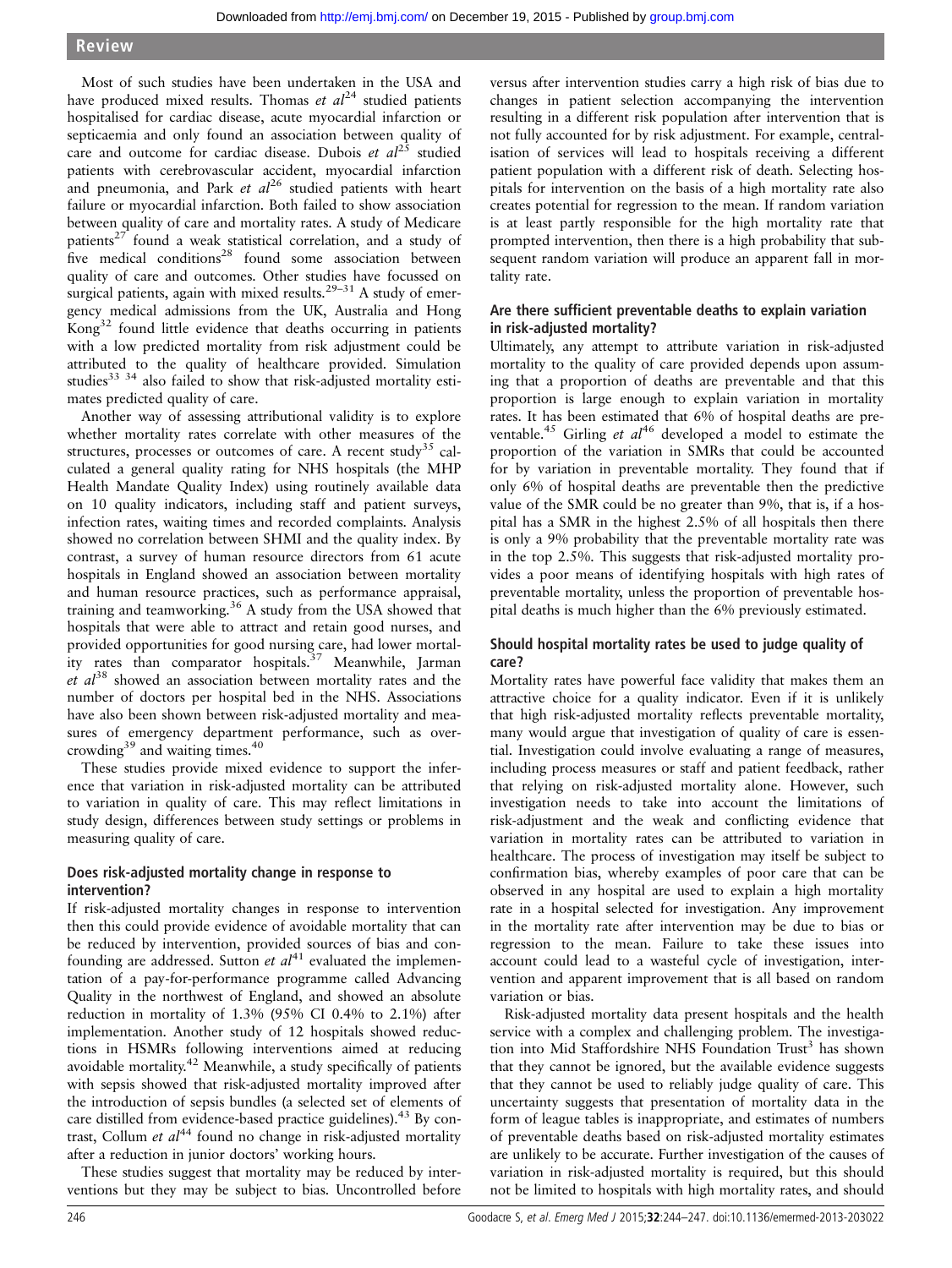Most of such studies have been undertaken in the USA and have produced mixed results. Thomas *et al*[24] studied patients hospitalised for cardiac disease, acute myocardial infarction or septicaemia and only found an association between quality of care and outcome for cardiac disease. Dubois *et al*[25] studied patients with cerebrovascular accident, myocardial infarction and pneumonia, and Park *et al*[26] studied patients with heart failure or myocardial infarction. Both failed to show association between quality of care and mortality rates. A study of Medicare patients[27] found a weak statistical correlation, and a study of five medical conditions[28] found some association between quality of care and outcomes. Other studies have focussed on surgical patients, again with mixed results.[29–31] A study of emergency medical admissions from the UK, Australia and Hong Kong[32] found little evidence that deaths occurring in patients with a low predicted mortality from risk adjustment could be attributed to the quality of healthcare provided. Simulation studies[33 34] also failed to show that risk-adjusted mortality estimates predicted quality of care.

Another way of assessing attributional validity is to explore whether mortality rates correlate with other measures of the structures, processes or outcomes of care. A recent study[35] calculated a general quality rating for NHS hospitals (the MHP Health Mandate Quality Index) using routinely available data on 10 quality indicators, including staff and patient surveys, infection rates, waiting times and recorded complaints. Analysis showed no correlation between SHMI and the quality index. By contrast, a survey of human resource directors from 61 acute hospitals in England showed an association between mortality and human resource practices, such as performance appraisal, training and teamworking.[36] A study from the USA showed that hospitals that were able to attract and retain good nurses, and provided opportunities for good nursing care, had lower mortality rates than comparator hospitals.[37] Meanwhile, Jarman *et al*[38] showed an association between mortality rates and the number of doctors per hospital bed in the NHS. Associations have also been shown between risk-adjusted mortality and measures of emergency department performance, such as overcrowding[39] and waiting times.[40]

These studies provide mixed evidence to support the inference that variation in risk-adjusted mortality can be attributed to variation in quality of care. This may reflect limitations in study design, differences between study settings or problems in measuring quality of care.

### Does risk-adjusted mortality change in response to intervention?

If risk-adjusted mortality changes in response to intervention then this could provide evidence of avoidable mortality that can be reduced by intervention, provided sources of bias and confounding are addressed. Sutton *et al*[41] evaluated the implementation of a pay-for-performance programme called Advancing Quality in the northwest of England, and showed an absolute reduction in mortality of 1.3% (95% CI 0.4% to 2.1%) after implementation. Another study of 12 hospitals showed reductions in HSMRs following interventions aimed at reducing avoidable mortality.[42] Meanwhile, a study specifically of patients with sepsis showed that risk-adjusted mortality improved after the introduction of sepsis bundles (a selected set of elements of care distilled from evidence-based practice guidelines).[43] By contrast, Collum *et al*[44] found no change in risk-adjusted mortality after a reduction in junior doctors' working hours.

These studies suggest that mortality may be reduced by interventions but they may be subject to bias. Uncontrolled before versus after intervention studies carry a high risk of bias due to changes in patient selection accompanying the intervention resulting in a different risk population after intervention that is not fully accounted for by risk adjustment. For example, centralisation of services will lead to hospitals receiving a different patient population with a different risk of death. Selecting hospitals for intervention on the basis of a high mortality rate also creates potential for regression to the mean. If random variation is at least partly responsible for the high mortality rate that prompted intervention, then there is a high probability that subsequent random variation will produce an apparent fall in mortality rate.

### Are there sufficient preventable deaths to explain variation in risk-adjusted mortality?

Ultimately, any attempt to attribute variation in risk-adjusted mortality to the quality of care provided depends upon assuming that a proportion of deaths are preventable and that this proportion is large enough to explain variation in mortality rates. It has been estimated that 6% of hospital deaths are preventable.[45] Girling *et al*[46] developed a model to estimate the proportion of the variation in SMRs that could be accounted for by variation in preventable mortality. They found that if only 6% of hospital deaths are preventable then the predictive value of the SMR could be no greater than 9%, that is, if a hospital has a SMR in the highest 2.5% of all hospitals then there is only a 9% probability that the preventable mortality rate was in the top 2.5%. This suggests that risk-adjusted mortality provides a poor means of identifying hospitals with high rates of preventable mortality, unless the proportion of preventable hospital deaths is much higher than the 6% previously estimated.

### Should hospital mortality rates be used to judge quality of care?

Mortality rates have powerful face validity that makes them an attractive choice for a quality indicator. Even if it is unlikely that high risk-adjusted mortality reflects preventable mortality, many would argue that investigation of quality of care is essential. Investigation could involve evaluating a range of measures, including process measures or staff and patient feedback, rather that relying on risk-adjusted mortality alone. However, such investigation needs to take into account the limitations of risk-adjustment and the weak and conflicting evidence that variation in mortality rates can be attributed to variation in healthcare. The process of investigation may itself be subject to confirmation bias, whereby examples of poor care that can be observed in any hospital are used to explain a high mortality rate in a hospital selected for investigation. Any improvement in the mortality rate after intervention may be due to bias or regression to the mean. Failure to take these issues into account could lead to a wasteful cycle of investigation, intervention and apparent improvement that is all based on random variation or bias.

Risk-adjusted mortality data present hospitals and the health service with a complex and challenging problem. The investigation into Mid Staffordshire NHS Foundation Trust[3] has shown that they cannot be ignored, but the available evidence suggests that they cannot be used to reliably judge quality of care. This uncertainty suggests that presentation of mortality data in the form of league tables is inappropriate, and estimates of numbers of preventable deaths based on risk-adjusted mortality estimates are unlikely to be accurate. Further investigation of the causes of variation in risk-adjusted mortality is required, but this should not be limited to hospitals with high mortality rates, and should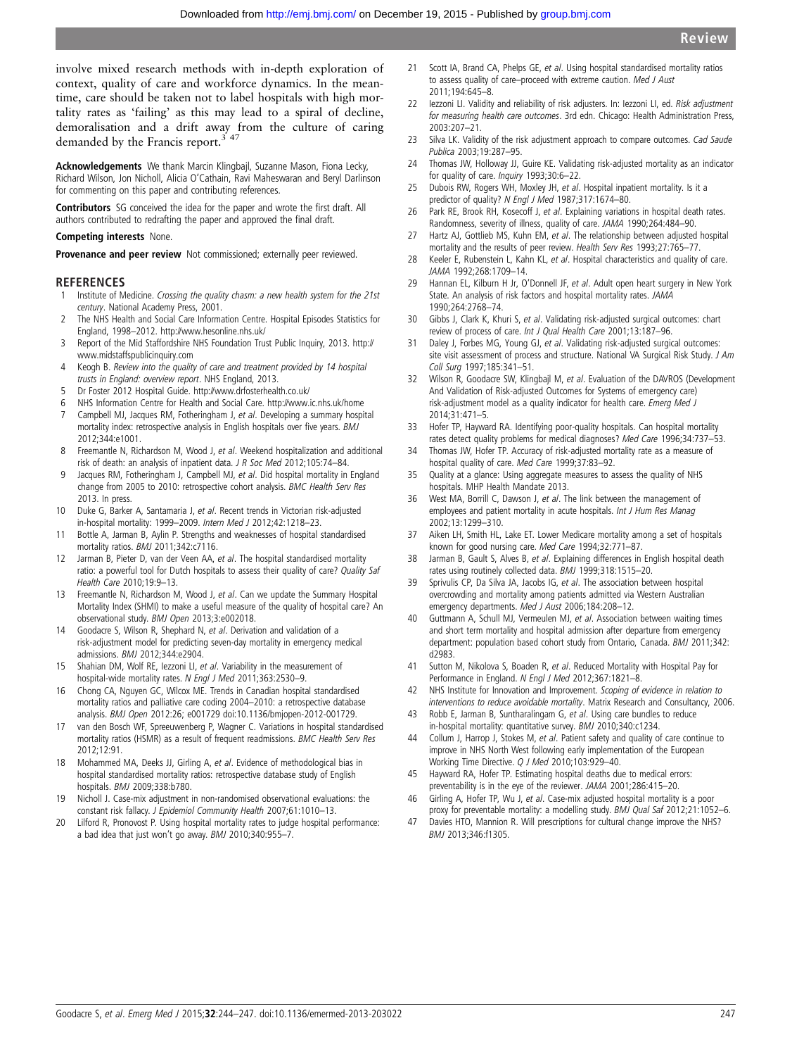involve mixed research methods with in-depth exploration of context, quality of care and workforce dynamics. In the meantime, care should be taken not to label hospitals with high mortality rates as 'failing' as this may lead to a spiral of decline, demoralisation and a drift away from the culture of caring demanded by the Francis report.[3 47]

**Acknowledgements** We thank Marcin Klingbajl, Suzanne Mason, Fiona Lecky, Richard Wilson, Jon Nicholl, Alicia O'Cathain, Ravi Maheswaran and Beryl Darlinson for commenting on this paper and contributing references.

**Contributors** SG conceived the idea for the paper and wrote the first draft. All authors contributed to redrafting the paper and approved the final draft.

**Competing interests** None.

**Provenance and peer review** Not commissioned; externally peer reviewed.

## REFERENCES

1. Institute of Medicine. *Crossing the quality chasm: a new health system for the 21st century*. National Academy Press, 2001.
2. The NHS Health and Social Care Information Centre. Hospital Episodes Statistics for England, 1998–2012. http://www.hesonline.nhs.uk/
3. Report of the Mid Staffordshire NHS Foundation Trust Public Inquiry, 2013. http://www.midstaffspublicinquiry.com
4. Keogh B. *Review into the quality of care and treatment provided by 14 hospital trusts in England: overview report*. NHS England, 2013.
5. Dr Foster 2012 Hospital Guide. http://www.drfosterhealth.co.uk/
6. NHS Information Centre for Health and Social Care. http://www.ic.nhs.uk/home
7. Campbell MJ, Jacques RM, Fotheringham J, *et al*. Developing a summary hospital mortality index: retrospective analysis in English hospitals over five years. *BMJ* 2012;344:e1001.
8. Freemantle N, Richardson M, Wood J, *et al*. Weekend hospitalization and additional risk of death: an analysis of inpatient data. *J R Soc Med* 2012;105:74–84.
9. Jacques RM, Fotheringham J, Campbell MJ, *et al*. Did hospital mortality in England change from 2005 to 2010: retrospective cohort analysis. *BMC Health Serv Res* 2013. In press.
10. Duke G, Barker A, Santamaria J, *et al*. Recent trends in Victorian risk-adjusted in-hospital mortality: 1999–2009. *Intern Med J* 2012;42:1218–23.
11. Bottle A, Jarman B, Aylin P. Strengths and weaknesses of hospital standardised mortality ratios. *BMJ* 2011;342:c7116.
12. Jarman B, Pieter D, van der Veen AA, *et al*. The hospital standardised mortality ratio: a powerful tool for Dutch hospitals to assess their quality of care? *Quality Saf Health Care* 2010;19:9–13.
13. Freemantle N, Richardson M, Wood J, *et al*. Can we update the Summary Hospital Mortality Index (SHMI) to make a useful measure of the quality of hospital care? An observational study. *BMJ Open* 2013;3:e002018.
14. Goodacre S, Wilson R, Shephard N, *et al*. Derivation and validation of a risk-adjustment model for predicting seven-day mortality in emergency medical admissions. *BMJ* 2012;344:e2904.
15. Shahian DM, Wolf RE, Iezzoni LI, *et al*. Variability in the measurement of hospital-wide mortality rates. *N Engl J Med* 2011;363:2530–9.
16. Chong CA, Nguyen GC, Wilcox ME. Trends in Canadian hospital standardised mortality ratios and palliative care coding 2004–2010: a retrospective database analysis. *BMJ Open* 2012:26; e001729 doi:10.1136/bmjopen-2012-001729.
17. van den Bosch WF, Spreeuwenberg P, Wagner C. Variations in hospital standardised mortality ratios (HSMR) as a result of frequent readmissions. *BMC Health Serv Res* 2012;12:91.
18. Mohammed MA, Deeks JJ, Girling A, *et al*. Evidence of methodological bias in hospital standardised mortality ratios: retrospective database study of English hospitals. *BMJ* 2009;338:b780.
19. Nicholl J. Case-mix adjustment in non-randomised observational evaluations: the constant risk fallacy. *J Epidemiol Community Health* 2007;61:1010–13.
20. Lilford R, Pronovost P. Using hospital mortality rates to judge hospital performance: a bad idea that just won't go away. *BMJ* 2010;340:955–7.
21. Scott IA, Brand CA, Phelps GE, *et al*. Using hospital standardised mortality ratios to assess quality of care–proceed with extreme caution. *Med J Aust* 2011;194:645–8.
22. Iezzoni LI. Validity and reliability of risk adjusters. In: Iezzoni LI, ed. *Risk adjustment for measuring health care outcomes*. 3rd edn. Chicago: Health Administration Press, 2003:207–21.
23. Silva LK. Validity of the risk adjustment approach to compare outcomes. *Cad Saude Publica* 2003;19:287–95.
24. Thomas JW, Holloway JJ, Guire KE. Validating risk-adjusted mortality as an indicator for quality of care. *Inquiry* 1993;30:6–22.
25. Dubois RW, Rogers WH, Moxley JH, *et al*. Hospital inpatient mortality. Is it a predictor of quality? *N Engl J Med* 1987;317:1674–80.
26. Park RE, Brook RH, Kosecoff J, *et al*. Explaining variations in hospital death rates. Randomness, severity of illness, quality of care. *JAMA* 1990;264:484–90.
27. Hartz AJ, Gottlieb MS, Kuhn EM, *et al*. The relationship between adjusted hospital mortality and the results of peer review. *Health Serv Res* 1993;27:765–77.
28. Keeler E, Rubenstein L, Kahn KL, *et al*. Hospital characteristics and quality of care. *JAMA* 1992;268:1709–14.
29. Hannan EL, Kilburn H Jr, O'Donnell JF, *et al*. Adult open heart surgery in New York State. An analysis of risk factors and hospital mortality rates. *JAMA* 1990;264:2768–74.
30. Gibbs J, Clark K, Khuri S, *et al*. Validating risk-adjusted surgical outcomes: chart review of process of care. *Int J Qual Health Care* 2001;13:187–96.
31. Daley J, Forbes MG, Young GJ, *et al*. Validating risk-adjusted surgical outcomes: site visit assessment of process and structure. National VA Surgical Risk Study. *J Am Coll Surg* 1997;185:341–51.
32. Wilson R, Goodacre SW, Klingbajl M, *et al*. Evaluation of the DAVROS (Development And Validation of Risk-adjusted Outcomes for Systems of emergency care) risk-adjustment model as a quality indicator for health care. *Emerg Med J* 2014;31:471–5.
33. Hofer TP, Hayward RA. Identifying poor-quality hospitals. Can hospital mortality rates detect quality problems for medical diagnoses? *Med Care* 1996;34:737–53.
34. Thomas JW, Hofer TP. Accuracy of risk-adjusted mortality rate as a measure of hospital quality of care. *Med Care* 1999;37:83–92.
35. Quality at a glance: Using aggregate measures to assess the quality of NHS hospitals. MHP Health Mandate 2013.
36. West MA, Borrill C, Dawson J, *et al*. The link between the management of employees and patient mortality in acute hospitals. *Int J Hum Res Manag* 2002;13:1299–310.
37. Aiken LH, Smith HL, Lake ET. Lower Medicare mortality among a set of hospitals known for good nursing care. *Med Care* 1994;32:771–87.
38. Jarman B, Gault S, Alves B, *et al*. Explaining differences in English hospital death rates using routinely collected data. *BMJ* 1999;318:1515–20.
39. Sprivulis CP, Da Silva JA, Jacobs IG, *et al*. The association between hospital overcrowding and mortality among patients admitted via Western Australian emergency departments. *Med J Aust* 2006;184:208–12.
40. Guttmann A, Schull MJ, Vermeulen MJ, *et al*. Association between waiting times and short term mortality and hospital admission after departure from emergency department: population based cohort study from Ontario, Canada. *BMJ* 2011;342:d2983.
41. Sutton M, Nikolova S, Boaden R, *et al*. Reduced Mortality with Hospital Pay for Performance in England. *N Engl J Med* 2012;367:1821–8.
42. NHS Institute for Innovation and Improvement. *Scoping of evidence in relation to interventions to reduce avoidable mortality*. Matrix Research and Consultancy, 2006.
43. Robb E, Jarman B, Suntharalingam G, *et al*. Using care bundles to reduce in-hospital mortality: quantitative survey. *BMJ* 2010;340:c1234.
44. Collum J, Harrop J, Stokes M, *et al*. Patient safety and quality of care continue to improve in NHS North West following early implementation of the European Working Time Directive. *Q J Med* 2010;103:929–40.
45. Hayward RA, Hofer TP. Estimating hospital deaths due to medical errors: preventability is in the eye of the reviewer. *JAMA* 2001;286:415–20.
46. Girling A, Hofer TP, Wu J, *et al*. Case-mix adjusted hospital mortality is a poor proxy for preventable mortality: a modelling study. *BMJ Qual Saf* 2012;21:1052–6.
47. Davies HTO, Mannion R. Will prescriptions for cultural change improve the NHS? *BMJ* 2013;346:f1305.